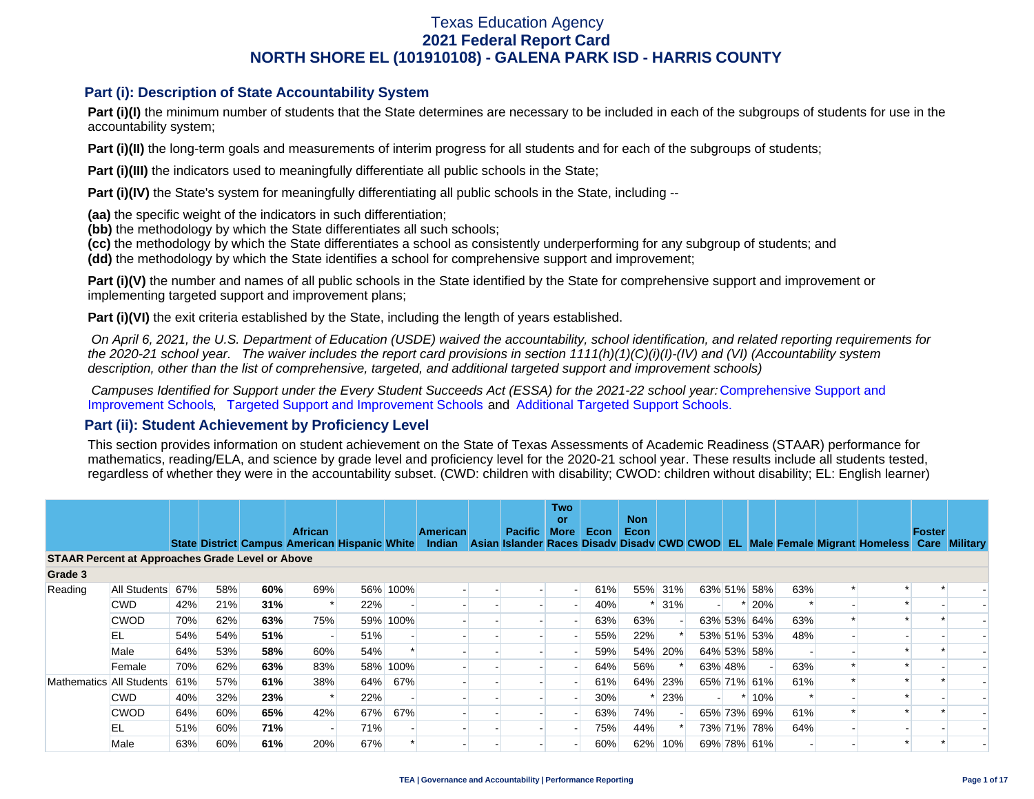# Texas Education Agency
## 2021 Federal Report Card
## NORTH SHORE EL (101910108) - GALENA PARK ISD - HARRIS COUNTY

### Part (i): Description of State Accountability System

**Part (i)(I)** the minimum number of students that the State determines are necessary to be included in each of the subgroups of students for use in the accountability system;

**Part (i)(II)** the long-term goals and measurements of interim progress for all students and for each of the subgroups of students;

**Part (i)(III)** the indicators used to meaningfully differentiate all public schools in the State;

**Part (i)(IV)** the State's system for meaningfully differentiating all public schools in the State, including --

**(aa)** the specific weight of the indicators in such differentiation;
**(bb)** the methodology by which the State differentiates all such schools;
**(cc)** the methodology by which the State differentiates a school as consistently underperforming for any subgroup of students; and
**(dd)** the methodology by which the State identifies a school for comprehensive support and improvement;

**Part (i)(V)** the number and names of all public schools in the State identified by the State for comprehensive support and improvement or implementing targeted support and improvement plans;

**Part (i)(VI)** the exit criteria established by the State, including the length of years established.

*On April 6, 2021, the U.S. Department of Education (USDE) waived the accountability, school identification, and related reporting requirements for the 2020-21 school year. The waiver includes the report card provisions in section 1111(h)(1)(C)(i)(I)-(IV) and (VI) (Accountability system description, other than the list of comprehensive, targeted, and additional targeted support and improvement schools)*

*Campuses Identified for Support under the Every Student Succeeds Act (ESSA) for the 2021-22 school year:* Comprehensive Support and Improvement Schools, Targeted Support and Improvement Schools and Additional Targeted Support Schools.

### Part (ii): Student Achievement by Proficiency Level

This section provides information on student achievement on the State of Texas Assessments of Academic Readiness (STAAR) performance for mathematics, reading/ELA, and science by grade level and proficiency level for the 2020-21 school year. These results include all students tested, regardless of whether they were in the accountability subset. (CWD: children with disability; CWOD: children without disability; EL: English learner)

| | | State | District | Campus | African American | Hispanic | White | American Indian | Asian | Pacific Islander | Two or More Races | Econ Disadv | Non Econ Disadv | CWD | CWOD | EL | Male | Female | Migrant | Homeless | Foster Care | Military |
|---|---|---|---|---|---|---|---|---|---|---|---|---|---|---|---|---|---|---|---|---|---|---|
| **STAAR Percent at Approaches Grade Level or Above** | | | | | | | | | | | | | | | | | | | | | | |
| **Grade 3** | | | | | | | | | | | | | | | | | | | | | | |
| Reading | All Students | 67% | 58% | **60%** | 69% | 56% | 100% | - | - | - | - | 61% | 55% | 31% | 63% | 51% | 58% | 63% | * | * | * | - |
| | CWD | 42% | 21% | **31%** | * | 22% | - | - | - | - | - | 40% | * | 31% | - | * | 20% | * | - | * | - | - |
| | CWOD | 70% | 62% | **63%** | 75% | 59% | 100% | - | - | - | - | 63% | 63% | - | 63% | 53% | 64% | 63% | * | * | * | - |
| | EL | 54% | 54% | **51%** | - | 51% | - | - | - | - | - | 55% | 22% | * | 53% | 51% | 53% | 48% | - | - | - | - |
| | Male | 64% | 53% | **58%** | 60% | 54% | * | - | - | - | - | 59% | 54% | 20% | 64% | 53% | 58% | - | - | * | * | - |
| | Female | 70% | 62% | **63%** | 83% | 58% | 100% | - | - | - | - | 64% | 56% | * | 63% | 48% | - | 63% | * | * | - | - |
| Mathematics | All Students | 61% | 57% | **61%** | 38% | 64% | 67% | - | - | - | - | 61% | 64% | 23% | 65% | 71% | 61% | 61% | * | * | * | - |
| | CWD | 40% | 32% | **23%** | * | 22% | - | - | - | - | - | 30% | * | 23% | - | * | 10% | * | - | * | - | - |
| | CWOD | 64% | 60% | **65%** | 42% | 67% | 67% | - | - | - | - | 63% | 74% | - | 65% | 73% | 69% | 61% | * | * | * | - |
| | EL | 51% | 60% | **71%** | - | 71% | - | - | - | - | - | 75% | 44% | * | 73% | 71% | 78% | 64% | - | - | - | - |
| | Male | 63% | 60% | **61%** | 20% | 67% | * | - | - | - | - | 60% | 62% | 10% | 69% | 78% | 61% | - | - | * | * | - |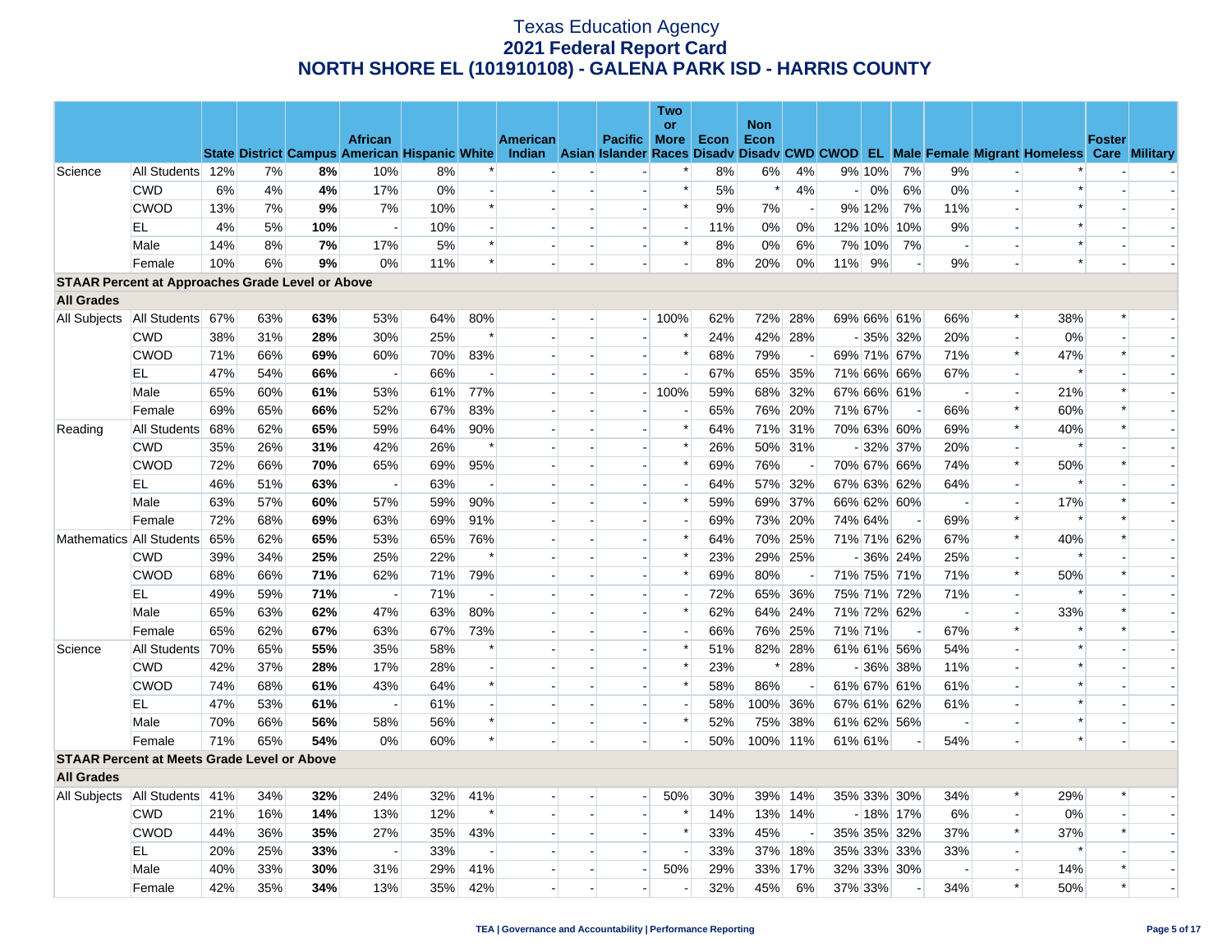# Texas Education Agency
## 2021 Federal Report Card
## NORTH SHORE EL (101910108) - GALENA PARK ISD - HARRIS COUNTY

| | | State | District | Campus | African American | Hispanic | White | American Indian | Asian | Pacific Islander | Two or More Races | Econ Disadv | Non Econ Disadv | CWD | CWOD | EL | Male | Female | Migrant | Homeless | Foster Care | Military |
|---|---|---|---|---|---|---|---|---|---|---|---|---|---|---|---|---|---|---|---|---|---|---|
| Science | All Students | 12% | 7% | **8%** | 10% | 8% | * | - | - | - | * | 8% | 6% | 4% | 9% | 10% | 7% | 9% | - | * | - | - |
| | CWD | 6% | 4% | **4%** | 17% | 0% | - | - | - | - | * | 5% | * | 4% | - | 0% | 6% | 0% | - | * | - | - |
| | CWOD | 13% | 7% | **9%** | 7% | 10% | * | - | - | - | * | 9% | 7% | - | 9% | 12% | 7% | 11% | - | * | - | - |
| | EL | 4% | 5% | **10%** | - | 10% | - | - | - | - | - | 11% | 0% | 0% | 12% | 10% | 10% | 9% | - | * | - | - |
| | Male | 14% | 8% | **7%** | 17% | 5% | * | - | - | - | * | 8% | 0% | 6% | 7% | 10% | 7% | - | - | * | - | - |
| | Female | 10% | 6% | **9%** | 0% | 11% | * | - | - | - | - | 8% | 20% | 0% | 11% | 9% | - | 9% | - | * | - | - |
| **STAAR Percent at Approaches Grade Level or Above** | | | | | | | | | | | | | | | | | | | | | | |
| **All Grades** | | | | | | | | | | | | | | | | | | | | | | |
| All Subjects | All Students | 67% | 63% | **63%** | 53% | 64% | 80% | - | - | - | 100% | 62% | 72% | 28% | 69% | 66% | 61% | 66% | * | 38% | * | - |
| | CWD | 38% | 31% | **28%** | 30% | 25% | * | - | - | - | * | 24% | 42% | 28% | - | 35% | 32% | 20% | - | 0% | - | - |
| | CWOD | 71% | 66% | **69%** | 60% | 70% | 83% | - | - | - | * | 68% | 79% | - | 69% | 71% | 67% | 71% | * | 47% | * | - |
| | EL | 47% | 54% | **66%** | - | 66% | - | - | - | - | - | 67% | 65% | 35% | 71% | 66% | 66% | 67% | - | * | - | - |
| | Male | 65% | 60% | **61%** | 53% | 61% | 77% | - | - | - | 100% | 59% | 68% | 32% | 67% | 66% | 61% | - | - | 21% | * | - |
| | Female | 69% | 65% | **66%** | 52% | 67% | 83% | - | - | - | - | 65% | 76% | 20% | 71% | 67% | - | 66% | * | 60% | * | - |
| Reading | All Students | 68% | 62% | **65%** | 59% | 64% | 90% | - | - | - | * | 64% | 71% | 31% | 70% | 63% | 60% | 69% | * | 40% | * | - |
| | CWD | 35% | 26% | **31%** | 42% | 26% | * | - | - | - | * | 26% | 50% | 31% | - | 32% | 37% | 20% | - | * | - | - |
| | CWOD | 72% | 66% | **70%** | 65% | 69% | 95% | - | - | - | * | 69% | 76% | - | 70% | 67% | 66% | 74% | * | 50% | * | - |
| | EL | 46% | 51% | **63%** | - | 63% | - | - | - | - | - | 64% | 57% | 32% | 67% | 63% | 62% | 64% | - | * | - | - |
| | Male | 63% | 57% | **60%** | 57% | 59% | 90% | - | - | - | * | 59% | 69% | 37% | 66% | 62% | 60% | - | - | 17% | * | - |
| | Female | 72% | 68% | **69%** | 63% | 69% | 91% | - | - | - | - | 69% | 73% | 20% | 74% | 64% | - | 69% | * | * | * | - |
| Mathematics | All Students | 65% | 62% | **65%** | 53% | 65% | 76% | - | - | - | * | 64% | 70% | 25% | 71% | 71% | 62% | 67% | * | 40% | * | - |
| | CWD | 39% | 34% | **25%** | 25% | 22% | * | - | - | - | * | 23% | 29% | 25% | - | 36% | 24% | 25% | - | * | - | - |
| | CWOD | 68% | 66% | **71%** | 62% | 71% | 79% | - | - | - | * | 69% | 80% | - | 71% | 75% | 71% | 71% | * | 50% | * | - |
| | EL | 49% | 59% | **71%** | - | 71% | - | - | - | - | - | 72% | 65% | 36% | 75% | 71% | 72% | 71% | - | * | - | - |
| | Male | 65% | 63% | **62%** | 47% | 63% | 80% | - | - | - | * | 62% | 64% | 24% | 71% | 72% | 62% | - | - | 33% | * | - |
| | Female | 65% | 62% | **67%** | 63% | 67% | 73% | - | - | - | - | 66% | 76% | 25% | 71% | 71% | - | 67% | * | * | * | - |
| Science | All Students | 70% | 65% | **55%** | 35% | 58% | * | - | - | - | * | 51% | 82% | 28% | 61% | 61% | 56% | 54% | - | * | - | - |
| | CWD | 42% | 37% | **28%** | 17% | 28% | - | - | - | - | * | 23% | * | 28% | - | 36% | 38% | 11% | - | * | - | - |
| | CWOD | 74% | 68% | **61%** | 43% | 64% | * | - | - | - | * | 58% | 86% | - | 61% | 67% | 61% | 61% | - | * | - | - |
| | EL | 47% | 53% | **61%** | - | 61% | - | - | - | - | - | 58% | 100% | 36% | 67% | 61% | 62% | 61% | - | * | - | - |
| | Male | 70% | 66% | **56%** | 58% | 56% | * | - | - | - | * | 52% | 75% | 38% | 61% | 62% | 56% | - | - | * | - | - |
| | Female | 71% | 65% | **54%** | 0% | 60% | * | - | - | - | - | 50% | 100% | 11% | 61% | 61% | - | 54% | - | * | - | - |
| **STAAR Percent at Meets Grade Level or Above** | | | | | | | | | | | | | | | | | | | | | | |
| **All Grades** | | | | | | | | | | | | | | | | | | | | | | |
| All Subjects | All Students | 41% | 34% | **32%** | 24% | 32% | 41% | - | - | - | 50% | 30% | 39% | 14% | 35% | 33% | 30% | 34% | * | 29% | * | - |
| | CWD | 21% | 16% | **14%** | 13% | 12% | * | - | - | - | * | 14% | 13% | 14% | - | 18% | 17% | 6% | - | 0% | - | - |
| | CWOD | 44% | 36% | **35%** | 27% | 35% | 43% | - | - | - | * | 33% | 45% | - | 35% | 35% | 32% | 37% | * | 37% | * | - |
| | EL | 20% | 25% | **33%** | - | 33% | - | - | - | - | - | 33% | 37% | 18% | 35% | 33% | 33% | 33% | - | * | - | - |
| | Male | 40% | 33% | **30%** | 31% | 29% | 41% | - | - | - | 50% | 29% | 33% | 17% | 32% | 33% | 30% | - | - | 14% | * | - |
| | Female | 42% | 35% | **34%** | 13% | 35% | 42% | - | - | - | - | 32% | 45% | 6% | 37% | 33% | - | 34% | * | 50% | * | - |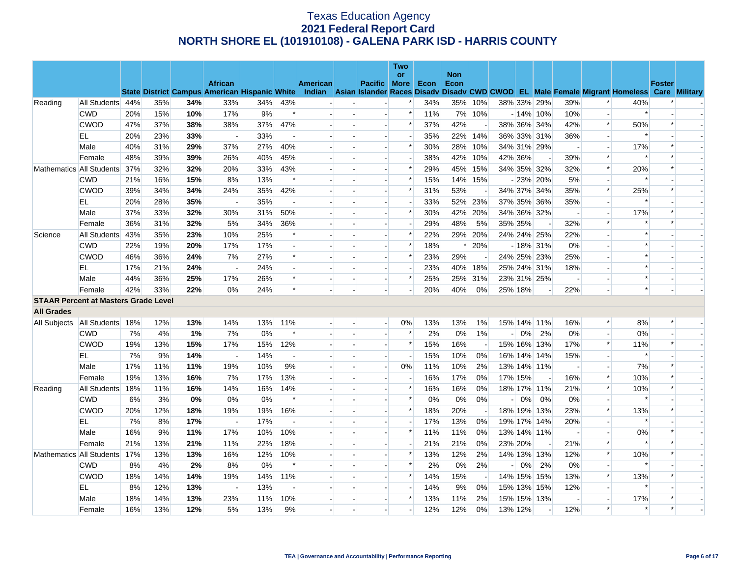# Texas Education Agency
## 2021 Federal Report Card
## NORTH SHORE EL (101910108) - GALENA PARK ISD - HARRIS COUNTY

| | | State | District | Campus | African American | Hispanic | White | American Indian | Asian | Pacific Islander | Two or More Races | Econ Disadv | Non Econ Disadv | CWD | CWOD | EL | Male | Female | Migrant | Homeless | Foster Care | Military |
|---|---|---|---|---|---|---|---|---|---|---|---|---|---|---|---|---|---|---|---|---|---|---|
| Reading | All Students | 44% | 35% | **34%** | 33% | 34% | 43% | - | - | - | * | 34% | 35% | 10% | 38% | 33% | 29% | 39% | * | 40% | * | - |
| | CWD | 20% | 15% | **10%** | 17% | 9% | * | - | - | - | * | 11% | 7% | 10% | - | 14% | 10% | 10% | - | * | - | - |
| | CWOD | 47% | 37% | **38%** | 38% | 37% | 47% | - | - | - | * | 37% | 42% | - | 38% | 36% | 34% | 42% | * | 50% | * | - |
| | EL | 20% | 23% | **33%** | - | 33% | - | - | - | - | - | 35% | 22% | 14% | 36% | 33% | 31% | 36% | - | * | - | - |
| | Male | 40% | 31% | **29%** | 37% | 27% | 40% | - | - | - | * | 30% | 28% | 10% | 34% | 31% | 29% | - | - | 17% | * | - |
| | Female | 48% | 39% | **39%** | 26% | 40% | 45% | - | - | - | - | 38% | 42% | 10% | 42% | 36% | - | 39% | * | * | * | - |
| Mathematics | All Students | 37% | 32% | **32%** | 20% | 33% | 43% | - | - | - | * | 29% | 45% | 15% | 34% | 35% | 32% | 32% | * | 20% | * | - |
| | CWD | 21% | 16% | **15%** | 8% | 13% | * | - | - | - | * | 15% | 14% | 15% | - | 23% | 20% | 5% | - | * | - | - |
| | CWOD | 39% | 34% | **34%** | 24% | 35% | 42% | - | - | - | * | 31% | 53% | - | 34% | 37% | 34% | 35% | * | 25% | * | - |
| | EL | 20% | 28% | **35%** | - | 35% | - | - | - | - | - | 33% | 52% | 23% | 37% | 35% | 36% | 35% | - | * | - | - |
| | Male | 37% | 33% | **32%** | 30% | 31% | 50% | - | - | - | * | 30% | 42% | 20% | 34% | 36% | 32% | - | - | 17% | * | - |
| | Female | 36% | 31% | **32%** | 5% | 34% | 36% | - | - | - | - | 29% | 48% | 5% | 35% | 35% | - | 32% | * | * | * | - |
| Science | All Students | 43% | 35% | **23%** | 10% | 25% | * | - | - | - | * | 22% | 29% | 20% | 24% | 24% | 25% | 22% | - | * | - | - |
| | CWD | 22% | 19% | **20%** | 17% | 17% | - | - | - | - | * | 18% | * | 20% | - | 18% | 31% | 0% | - | * | - | - |
| | CWOD | 46% | 36% | **24%** | 7% | 27% | * | - | - | - | * | 23% | 29% | - | 24% | 25% | 23% | 25% | - | * | - | - |
| | EL | 17% | 21% | **24%** | - | 24% | - | - | - | - | - | 23% | 40% | 18% | 25% | 24% | 31% | 18% | - | * | - | - |
| | Male | 44% | 36% | **25%** | 17% | 26% | * | - | - | - | * | 25% | 25% | 31% | 23% | 31% | 25% | - | - | * | - | - |
| | Female | 42% | 33% | **22%** | 0% | 24% | * | - | - | - | - | 20% | 40% | 0% | 25% | 18% | - | 22% | - | * | - | - |
| **STAAR Percent at Masters Grade Level** | | | | | | | | | | | | | | | | | | | | | | |
| **All Grades** | | | | | | | | | | | | | | | | | | | | | | |
| All Subjects | All Students | 18% | 12% | **13%** | 14% | 13% | 11% | - | - | - | 0% | 13% | 13% | 1% | 15% | 14% | 11% | 16% | * | 8% | * | - |
| | CWD | 7% | 4% | **1%** | 7% | 0% | * | - | - | - | * | 2% | 0% | 1% | - | 0% | 2% | 0% | - | 0% | - | - |
| | CWOD | 19% | 13% | **15%** | 17% | 15% | 12% | - | - | - | * | 15% | 16% | - | 15% | 16% | 13% | 17% | * | 11% | * | - |
| | EL | 7% | 9% | **14%** | - | 14% | - | - | - | - | - | 15% | 10% | 0% | 16% | 14% | 14% | 15% | - | * | - | - |
| | Male | 17% | 11% | **11%** | 19% | 10% | 9% | - | - | - | 0% | 11% | 10% | 2% | 13% | 14% | 11% | - | - | 7% | * | - |
| | Female | 19% | 13% | **16%** | 7% | 17% | 13% | - | - | - | - | 16% | 17% | 0% | 17% | 15% | - | 16% | * | 10% | * | - |
| Reading | All Students | 18% | 11% | **16%** | 14% | 16% | 14% | - | - | - | * | 16% | 16% | 0% | 18% | 17% | 11% | 21% | * | 10% | * | - |
| | CWD | 6% | 3% | **0%** | 0% | 0% | * | - | - | - | * | 0% | 0% | 0% | - | 0% | 0% | 0% | - | * | - | - |
| | CWOD | 20% | 12% | **18%** | 19% | 19% | 16% | - | - | - | * | 18% | 20% | - | 18% | 19% | 13% | 23% | * | 13% | * | - |
| | EL | 7% | 8% | **17%** | - | 17% | - | - | - | - | - | 17% | 13% | 0% | 19% | 17% | 14% | 20% | - | * | - | - |
| | Male | 16% | 9% | **11%** | 17% | 10% | 10% | - | - | - | * | 11% | 11% | 0% | 13% | 14% | 11% | - | - | 0% | * | - |
| | Female | 21% | 13% | **21%** | 11% | 22% | 18% | - | - | - | - | 21% | 21% | 0% | 23% | 20% | - | 21% | * | * | * | - |
| Mathematics | All Students | 17% | 13% | **13%** | 16% | 12% | 10% | - | - | - | * | 13% | 12% | 2% | 14% | 13% | 13% | 12% | * | 10% | * | - |
| | CWD | 8% | 4% | **2%** | 8% | 0% | * | - | - | - | * | 2% | 0% | 2% | - | 0% | 2% | 0% | - | * | - | - |
| | CWOD | 18% | 14% | **14%** | 19% | 14% | 11% | - | - | - | * | 14% | 15% | - | 14% | 15% | 15% | 13% | * | 13% | * | - |
| | EL | 8% | 12% | **13%** | - | 13% | - | - | - | - | - | 14% | 9% | 0% | 15% | 13% | 15% | 12% | - | * | - | - |
| | Male | 18% | 14% | **13%** | 23% | 11% | 10% | - | - | - | * | 13% | 11% | 2% | 15% | 15% | 13% | - | - | 17% | * | - |
| | Female | 16% | 13% | **12%** | 5% | 13% | 9% | - | - | - | - | 12% | 12% | 0% | 13% | 12% | - | 12% | * | * | * | - |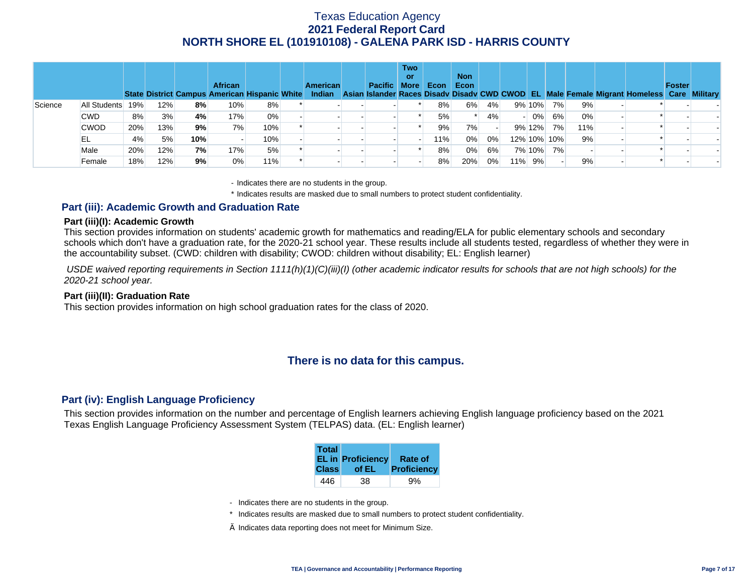# Texas Education Agency
## 2021 Federal Report Card
## NORTH SHORE EL (101910108) - GALENA PARK ISD - HARRIS COUNTY

| | | State | District | Campus | African American | Hispanic | White | American Indian | Asian | Pacific Islander | Two or More Races | Econ Disadv | Non Econ Disadv | CWD | CWOD | EL | Male | Female | Migrant | Homeless | Foster Care | Military |
|---|---|---|---|---|---|---|---|---|---|---|---|---|---|---|---|---|---|---|---|---|---|---|
| Science | All Students | 19% | 12% | **8%** | 10% | 8% | * | - | - | - | * | 8% | 6% | 4% | 9% | 10% | 7% | 9% | - | * | - | - |
| | CWD | 8% | 3% | **4%** | 17% | 0% | - | - | - | - | * | 5% | * | 4% | - | 0% | 6% | 0% | - | * | - | - |
| | CWOD | 20% | 13% | **9%** | 7% | 10% | * | - | - | - | * | 9% | 7% | - | 9% | 12% | 7% | 11% | - | * | - | - |
| | EL | 4% | 5% | **10%** | - | 10% | - | - | - | - | - | 11% | 0% | 0% | 12% | 10% | 10% | 9% | - | * | - | - |
| | Male | 20% | 12% | **7%** | 17% | 5% | * | - | - | - | * | 8% | 0% | 6% | 7% | 10% | 7% | - | - | * | - | - |
| | Female | 18% | 12% | **9%** | 0% | 11% | * | - | - | - | - | 8% | 20% | 0% | 11% | 9% | - | 9% | - | * | - | - |

- Indicates there are no students in the group.

\* Indicates results are masked due to small numbers to protect student confidentiality.

## Part (iii): Academic Growth and Graduation Rate

### Part (iii)(I): Academic Growth

This section provides information on students' academic growth for mathematics and reading/ELA for public elementary schools and secondary schools which don't have a graduation rate, for the 2020-21 school year. These results include all students tested, regardless of whether they were in the accountability subset. (CWD: children with disability; CWOD: children without disability; EL: English learner)

*USDE waived reporting requirements in Section 1111(h)(1)(C)(iii)(I) (other academic indicator results for schools that are not high schools) for the 2020-21 school year.*

### Part (iii)(II): Graduation Rate

This section provides information on high school graduation rates for the class of 2020.

**There is no data for this campus.**

## Part (iv): English Language Proficiency

This section provides information on the number and percentage of English learners achieving English language proficiency based on the 2021 Texas English Language Proficiency Assessment System (TELPAS) data. (EL: English learner)

| Total EL in Class | Proficiency of EL | Rate of Proficiency |
|---|---|---|
| 446 | 38 | 9% |

- Indicates there are no students in the group.

\* Indicates results are masked due to small numbers to protect student confidentiality.

Ä Indicates data reporting does not meet for Minimum Size.